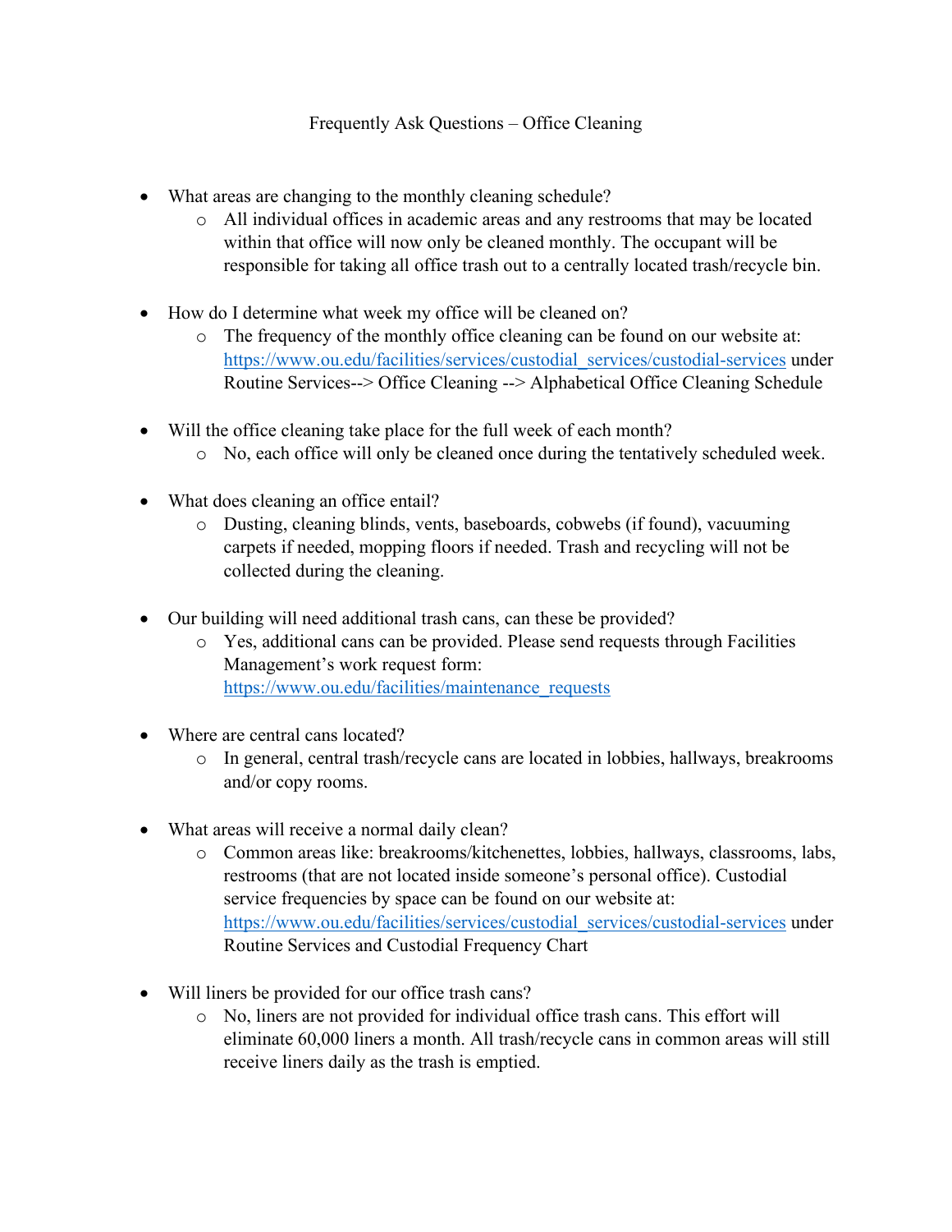# Frequently Ask Questions – Office Cleaning

- What areas are changing to the monthly cleaning schedule?
  - All individual offices in academic areas and any restrooms that may be located within that office will now only be cleaned monthly. The occupant will be responsible for taking all office trash out to a centrally located trash/recycle bin.

- How do I determine what week my office will be cleaned on?
  - The frequency of the monthly office cleaning can be found on our website at: [https://www.ou.edu/facilities/services/custodial_services/custodial-services](https://www.ou.edu/facilities/services/custodial_services/custodial-services) under Routine Services--> Office Cleaning --> Alphabetical Office Cleaning Schedule

- Will the office cleaning take place for the full week of each month?
  - No, each office will only be cleaned once during the tentatively scheduled week.

- What does cleaning an office entail?
  - Dusting, cleaning blinds, vents, baseboards, cobwebs (if found), vacuuming carpets if needed, mopping floors if needed. Trash and recycling will not be collected during the cleaning.

- Our building will need additional trash cans, can these be provided?
  - Yes, additional cans can be provided. Please send requests through Facilities Management's work request form: [https://www.ou.edu/facilities/maintenance_requests](https://www.ou.edu/facilities/maintenance_requests)

- Where are central cans located?
  - In general, central trash/recycle cans are located in lobbies, hallways, breakrooms and/or copy rooms.

- What areas will receive a normal daily clean?
  - Common areas like: breakrooms/kitchenettes, lobbies, hallways, classrooms, labs, restrooms (that are not located inside someone's personal office). Custodial service frequencies by space can be found on our website at: [https://www.ou.edu/facilities/services/custodial_services/custodial-services](https://www.ou.edu/facilities/services/custodial_services/custodial-services) under Routine Services and Custodial Frequency Chart

- Will liners be provided for our office trash cans?
  - No, liners are not provided for individual office trash cans. This effort will eliminate 60,000 liners a month. All trash/recycle cans in common areas will still receive liners daily as the trash is emptied.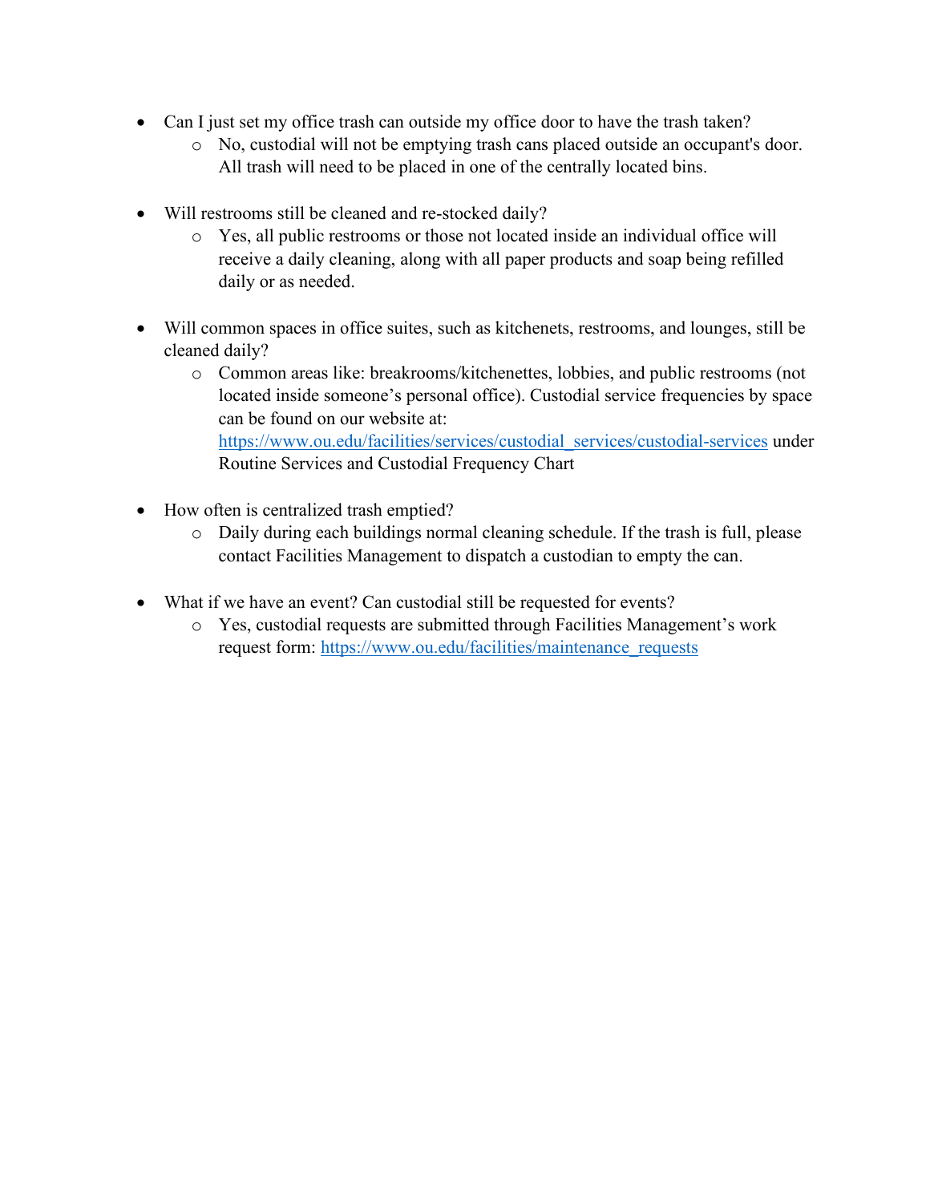- Can I just set my office trash can outside my office door to have the trash taken?
  - No, custodial will not be emptying trash cans placed outside an occupant's door. All trash will need to be placed in one of the centrally located bins.

- Will restrooms still be cleaned and re-stocked daily?
  - Yes, all public restrooms or those not located inside an individual office will receive a daily cleaning, along with all paper products and soap being refilled daily or as needed.

- Will common spaces in office suites, such as kitchenets, restrooms, and lounges, still be cleaned daily?
  - Common areas like: breakrooms/kitchenettes, lobbies, and public restrooms (not located inside someone's personal office). Custodial service frequencies by space can be found on our website at: [https://www.ou.edu/facilities/services/custodial_services/custodial-services](https://www.ou.edu/facilities/services/custodial_services/custodial-services) under Routine Services and Custodial Frequency Chart

- How often is centralized trash emptied?
  - Daily during each buildings normal cleaning schedule. If the trash is full, please contact Facilities Management to dispatch a custodian to empty the can.

- What if we have an event? Can custodial still be requested for events?
  - Yes, custodial requests are submitted through Facilities Management's work request form: [https://www.ou.edu/facilities/maintenance_requests](https://www.ou.edu/facilities/maintenance_requests)